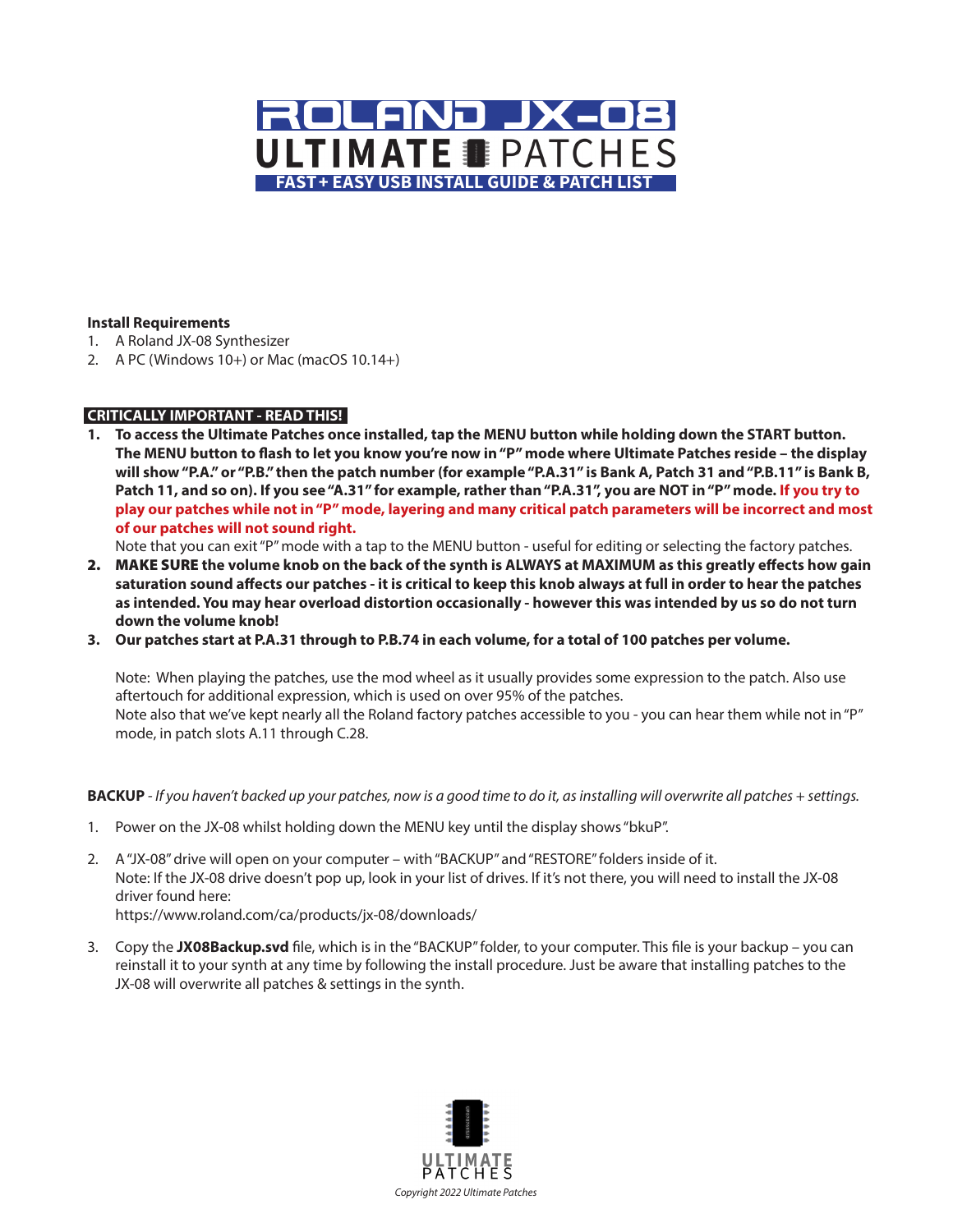# ROLAND JX-08

# ULTIMATE PATCHES

## FAST + EASY USB INSTALL GUIDE & PATCH LIST

**Install Requirements**

1. A Roland JX-08 Synthesizer
2. A PC (Windows 10+) or Mac (macOS 10.14+)

**CRITICALLY IMPORTANT - READ THIS!**

1. **To access the Ultimate Patches once installed, tap the MENU button while holding down the START button. The MENU button to flash to let you know you're now in "P" mode where Ultimate Patches reside – the display will show "P.A." or "P.B." then the patch number (for example "P.A.31" is Bank A, Patch 31 and "P.B.11" is Bank B, Patch 11, and so on). If you see "A.31" for example, rather than "P.A.31", you are NOT in "P" mode. If you try to play our patches while not in "P" mode, layering and many critical patch parameters will be incorrect and most of our patches will not sound right.**
   Note that you can exit "P" mode with a tap to the MENU button - useful for editing or selecting the factory patches.
2. **MAKE SURE the volume knob on the back of the synth is ALWAYS at MAXIMUM as this greatly effects how gain saturation sound affects our patches - it is critical to keep this knob always at full in order to hear the patches as intended. You may hear overload distortion occasionally - however this was intended by us so do not turn down the volume knob!**
3. **Our patches start at P.A.31 through to P.B.74 in each volume, for a total of 100 patches per volume.**

   Note: When playing the patches, use the mod wheel as it usually provides some expression to the patch. Also use aftertouch for additional expression, which is used on over 95% of the patches.
   Note also that we've kept nearly all the Roland factory patches accessible to you - you can hear them while not in "P" mode, in patch slots A.11 through C.28.

**BACKUP** - *If you haven't backed up your patches, now is a good time to do it, as installing will overwrite all patches + settings.*

1. Power on the JX-08 whilst holding down the MENU key until the display shows "bkuP".
2. A "JX-08" drive will open on your computer – with "BACKUP" and "RESTORE" folders inside of it.
   Note: If the JX-08 drive doesn't pop up, look in your list of drives. If it's not there, you will need to install the JX-08 driver found here:
   https://www.roland.com/ca/products/jx-08/downloads/
3. Copy the **JX08Backup.svd** file, which is in the "BACKUP" folder, to your computer. This file is your backup – you can reinstall it to your synth at any time by following the install procedure. Just be aware that installing patches to the JX-08 will overwrite all patches & settings in the synth.

ULTIMATE PATCHES

*Copyright 2022 Ultimate Patches*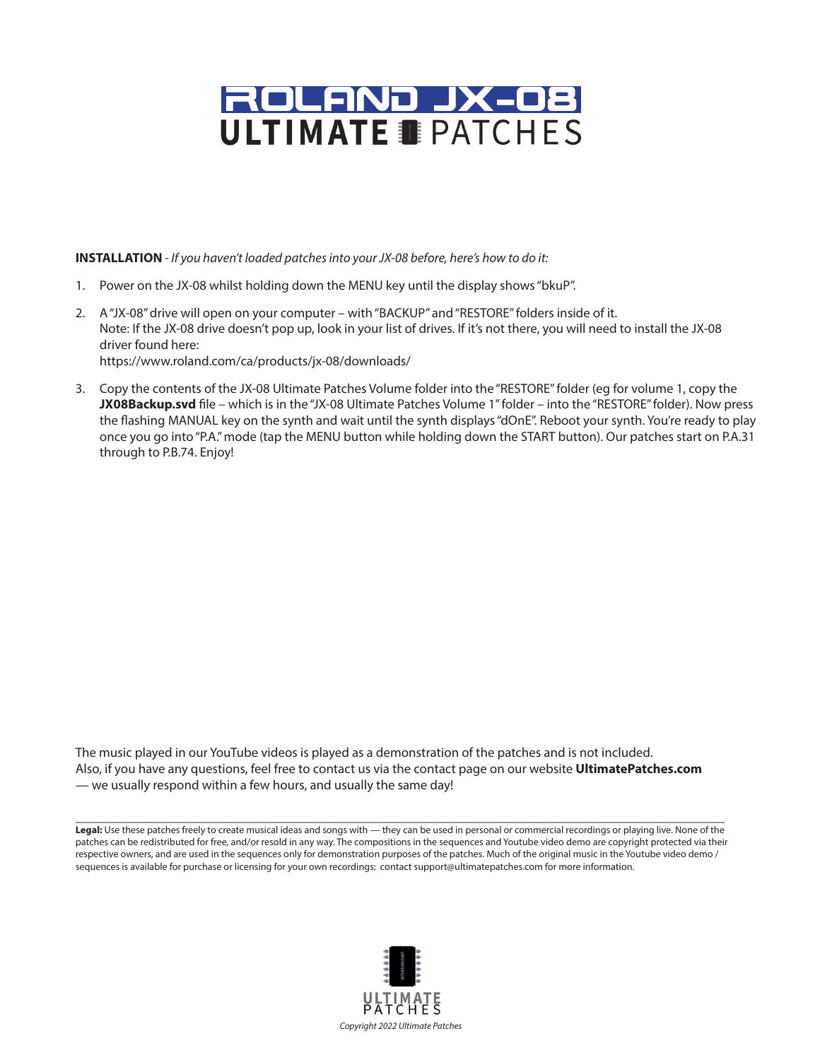# ROLAND JX-08 ULTIMATE PATCHES

**INSTALLATION** - *If you haven't loaded patches into your JX-08 before, here's how to do it:*

1. Power on the JX-08 whilst holding down the MENU key until the display shows "bkuP".
2. A "JX-08" drive will open on your computer – with "BACKUP" and "RESTORE" folders inside of it.
   Note: If the JX-08 drive doesn't pop up, look in your list of drives. If it's not there, you will need to install the JX-08 driver found here:
   https://www.roland.com/ca/products/jx-08/downloads/
3. Copy the contents of the JX-08 Ultimate Patches Volume folder into the "RESTORE" folder (eg for volume 1, copy the **JX08Backup.svd** file – which is in the "JX-08 Ultimate Patches Volume 1" folder – into the "RESTORE" folder). Now press the flashing MANUAL key on the synth and wait until the synth displays "dOnE". Reboot your synth. You're ready to play once you go into "P.A." mode (tap the MENU button while holding down the START button). Our patches start on P.A.31 through to P.B.74. Enjoy!

The music played in our YouTube videos is played as a demonstration of the patches and is not included.
Also, if you have any questions, feel free to contact us via the contact page on our website **UltimatePatches.com** — we usually respond within a few hours, and usually the same day!

**Legal:** Use these patches freely to create musical ideas and songs with — they can be used in personal or commercial recordings or playing live. None of the patches can be redistributed for free, and/or resold in any way. The compositions in the sequences and Youtube video demo are copyright protected via their respective owners, and are used in the sequences only for demonstration purposes of the patches. Much of the original music in the Youtube video demo / sequences is available for purchase or licensing for your own recordings; contact support@ultimatepatches.com for more information.

ULTIMATE PATCHES

*Copyright 2022 Ultimate Patches*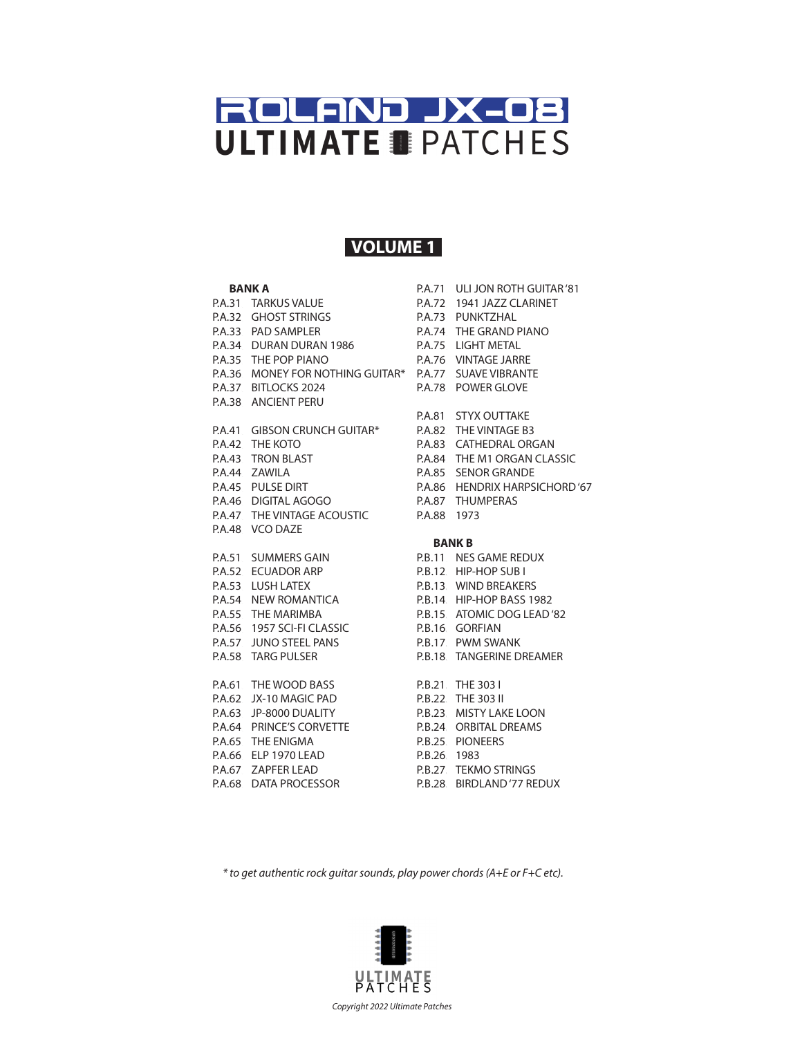# ROLAND JX-08
# ULTIMATE PATCHES

## VOLUME 1

**BANK A**

P.A.31 TARKUS VALUE
P.A.32 GHOST STRINGS
P.A.33 PAD SAMPLER
P.A.34 DURAN DURAN 1986
P.A.35 THE POP PIANO
P.A.36 MONEY FOR NOTHING GUITAR*
P.A.37 BITLOCKS 2024
P.A.38 ANCIENT PERU

P.A.41 GIBSON CRUNCH GUITAR*
P.A.42 THE KOTO
P.A.43 TRON BLAST
P.A.44 ZAWILA
P.A.45 PULSE DIRT
P.A.46 DIGITAL AGOGO
P.A.47 THE VINTAGE ACOUSTIC
P.A.48 VCO DAZE

P.A.51 SUMMERS GAIN
P.A.52 ECUADOR ARP
P.A.53 LUSH LATEX
P.A.54 NEW ROMANTICA
P.A.55 THE MARIMBA
P.A.56 1957 SCI-FI CLASSIC
P.A.57 JUNO STEEL PANS
P.A.58 TARG PULSER

P.A.61 THE WOOD BASS
P.A.62 JX-10 MAGIC PAD
P.A.63 JP-8000 DUALITY
P.A.64 PRINCE'S CORVETTE
P.A.65 THE ENIGMA
P.A.66 ELP 1970 LEAD
P.A.67 ZAPFER LEAD
P.A.68 DATA PROCESSOR

P.A.71 ULI JON ROTH GUITAR '81
P.A.72 1941 JAZZ CLARINET
P.A.73 PUNKTZHAL
P.A.74 THE GRAND PIANO
P.A.75 LIGHT METAL
P.A.76 VINTAGE JARRE
P.A.77 SUAVE VIBRANTE
P.A.78 POWER GLOVE

P.A.81 STYX OUTTAKE
P.A.82 THE VINTAGE B3
P.A.83 CATHEDRAL ORGAN
P.A.84 THE M1 ORGAN CLASSIC
P.A.85 SENOR GRANDE
P.A.86 HENDRIX HARPSICHORD '67
P.A.87 THUMPERAS
P.A.88 1973

**BANK B**

P.B.11 NES GAME REDUX
P.B.12 HIP-HOP SUB I
P.B.13 WIND BREAKERS
P.B.14 HIP-HOP BASS 1982
P.B.15 ATOMIC DOG LEAD '82
P.B.16 GORFIAN
P.B.17 PWM SWANK
P.B.18 TANGERINE DREAMER

P.B.21 THE 303 I
P.B.22 THE 303 II
P.B.23 MISTY LAKE LOON
P.B.24 ORBITAL DREAMS
P.B.25 PIONEERS
P.B.26 1983
P.B.27 TEKMO STRINGS
P.B.28 BIRDLAND '77 REDUX

*\* to get authentic rock guitar sounds, play power chords (A+E or F+C etc).*

ULTIMATE PATCHES

*Copyright 2022 Ultimate Patches*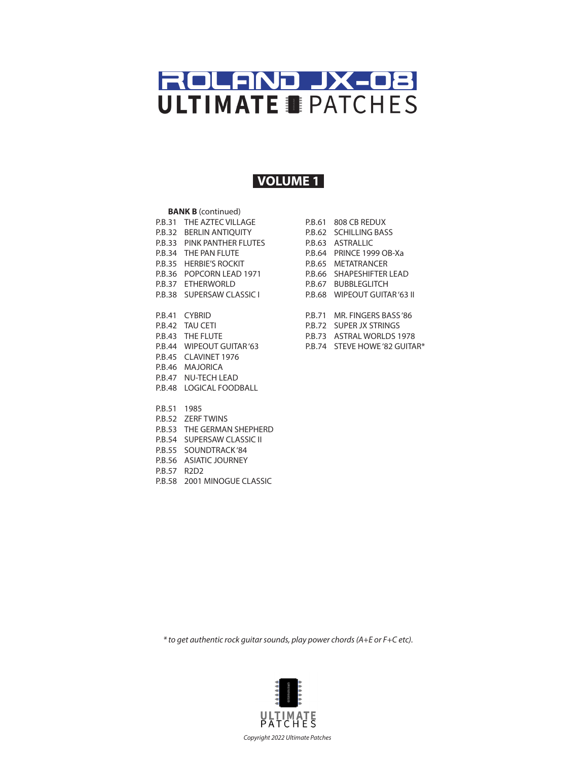# ROLAND JX-08
# ULTIMATE PATCHES

## VOLUME 1

**BANK B** (continued)

P.B.31 THE AZTEC VILLAGE
P.B.32 BERLIN ANTIQUITY
P.B.33 PINK PANTHER FLUTES
P.B.34 THE PAN FLUTE
P.B.35 HERBIE'S ROCKIT
P.B.36 POPCORN LEAD 1971
P.B.37 ETHERWORLD
P.B.38 SUPERSAW CLASSIC I

P.B.41 CYBRID
P.B.42 TAU CETI
P.B.43 THE FLUTE
P.B.44 WIPEOUT GUITAR '63
P.B.45 CLAVINET 1976
P.B.46 MAJORICA
P.B.47 NU-TECH LEAD
P.B.48 LOGICAL FOODBALL

P.B.51 1985
P.B.52 ZERF TWINS
P.B.53 THE GERMAN SHEPHERD
P.B.54 SUPERSAW CLASSIC II
P.B.55 SOUNDTRACK '84
P.B.56 ASIATIC JOURNEY
P.B.57 R2D2
P.B.58 2001 MINOGUE CLASSIC

P.B.61 808 CB REDUX
P.B.62 SCHILLING BASS
P.B.63 ASTRALLIC
P.B.64 PRINCE 1999 OB-Xa
P.B.65 METATRANCER
P.B.66 SHAPESHIFTER LEAD
P.B.67 BUBBLEGLITCH
P.B.68 WIPEOUT GUITAR '63 II

P.B.71 MR. FINGERS BASS '86
P.B.72 SUPER JX STRINGS
P.B.73 ASTRAL WORLDS 1978
P.B.74 STEVE HOWE '82 GUITAR*

*\* to get authentic rock guitar sounds, play power chords (A+E or F+C etc).*

ULTIMATE PATCHES

*Copyright 2022 Ultimate Patches*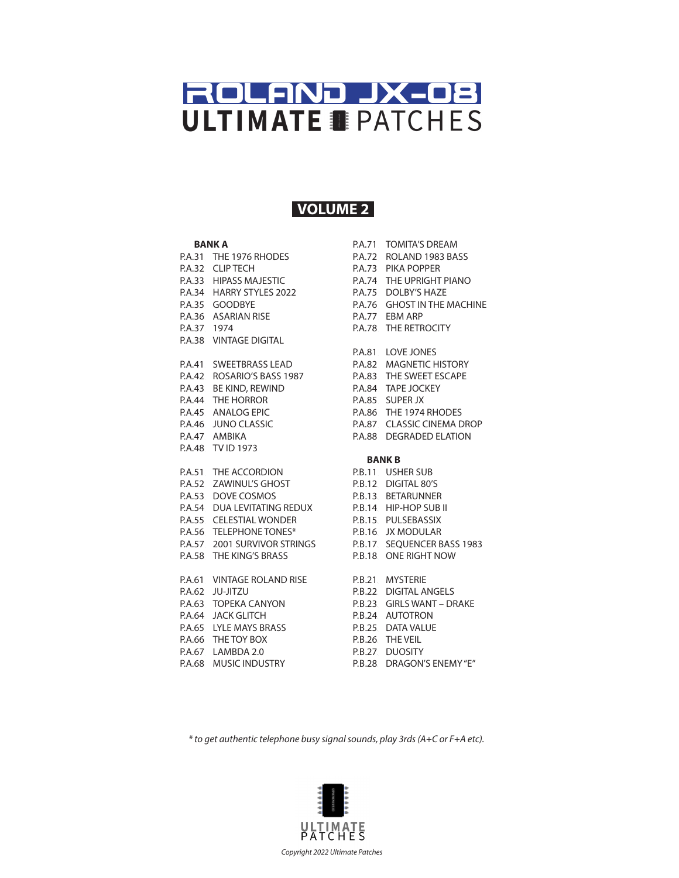# ROLAND JX-08 ULTIMATE PATCHES

## VOLUME 2

**BANK A**

P.A.31 THE 1976 RHODES
P.A.32 CLIP TECH
P.A.33 HIPASS MAJESTIC
P.A.34 HARRY STYLES 2022
P.A.35 GOODBYE
P.A.36 ASARIAN RISE
P.A.37 1974
P.A.38 VINTAGE DIGITAL

P.A.41 SWEETBRASS LEAD
P.A.42 ROSARIO'S BASS 1987
P.A.43 BE KIND, REWIND
P.A.44 THE HORROR
P.A.45 ANALOG EPIC
P.A.46 JUNO CLASSIC
P.A.47 AMBIKA
P.A.48 TV ID 1973

P.A.51 THE ACCORDION
P.A.52 ZAWINUL'S GHOST
P.A.53 DOVE COSMOS
P.A.54 DUA LEVITATING REDUX
P.A.55 CELESTIAL WONDER
P.A.56 TELEPHONE TONES*
P.A.57 2001 SURVIVOR STRINGS
P.A.58 THE KING'S BRASS

P.A.61 VINTAGE ROLAND RISE
P.A.62 JU-JITZU
P.A.63 TOPEKA CANYON
P.A.64 JACK GLITCH
P.A.65 LYLE MAYS BRASS
P.A.66 THE TOY BOX
P.A.67 LAMBDA 2.0
P.A.68 MUSIC INDUSTRY

P.A.71 TOMITA'S DREAM
P.A.72 ROLAND 1983 BASS
P.A.73 PIKA POPPER
P.A.74 THE UPRIGHT PIANO
P.A.75 DOLBY'S HAZE
P.A.76 GHOST IN THE MACHINE
P.A.77 EBM ARP
P.A.78 THE RETROCITY

P.A.81 LOVE JONES
P.A.82 MAGNETIC HISTORY
P.A.83 THE SWEET ESCAPE
P.A.84 TAPE JOCKEY
P.A.85 SUPER JX
P.A.86 THE 1974 RHODES
P.A.87 CLASSIC CINEMA DROP
P.A.88 DEGRADED ELATION

**BANK B**

P.B.11 USHER SUB
P.B.12 DIGITAL 80'S
P.B.13 BETARUNNER
P.B.14 HIP-HOP SUB II
P.B.15 PULSEBASSIX
P.B.16 JX MODULAR
P.B.17 SEQUENCER BASS 1983
P.B.18 ONE RIGHT NOW

P.B.21 MYSTERIE
P.B.22 DIGITAL ANGELS
P.B.23 GIRLS WANT – DRAKE
P.B.24 AUTOTRON
P.B.25 DATA VALUE
P.B.26 THE VEIL
P.B.27 DUOSITY
P.B.28 DRAGON'S ENEMY "E"

*\* to get authentic telephone busy signal sounds, play 3rds (A+C or F+A etc).*

ULTIMATE PATCHES

*Copyright 2022 Ultimate Patches*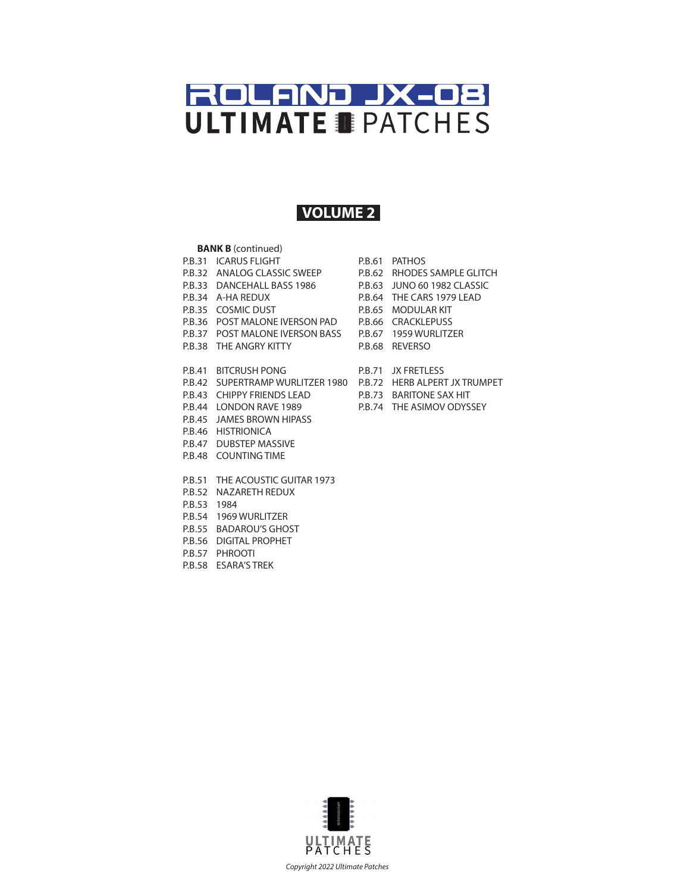# ROLAND JX-08 ULTIMATE PATCHES

## VOLUME 2

**BANK B** (continued)

P.B.31 ICARUS FLIGHT
P.B.32 ANALOG CLASSIC SWEEP
P.B.33 DANCEHALL BASS 1986
P.B.34 A-HA REDUX
P.B.35 COSMIC DUST
P.B.36 POST MALONE IVERSON PAD
P.B.37 POST MALONE IVERSON BASS
P.B.38 THE ANGRY KITTY

P.B.41 BITCRUSH PONG
P.B.42 SUPERTRAMP WURLITZER 1980
P.B.43 CHIPPY FRIENDS LEAD
P.B.44 LONDON RAVE 1989
P.B.45 JAMES BROWN HIPASS
P.B.46 HISTRIONICA
P.B.47 DUBSTEP MASSIVE
P.B.48 COUNTING TIME

P.B.51 THE ACOUSTIC GUITAR 1973
P.B.52 NAZARETH REDUX
P.B.53 1984
P.B.54 1969 WURLITZER
P.B.55 BADAROU'S GHOST
P.B.56 DIGITAL PROPHET
P.B.57 PHROOTI
P.B.58 ESARA'S TREK

P.B.61 PATHOS
P.B.62 RHODES SAMPLE GLITCH
P.B.63 JUNO 60 1982 CLASSIC
P.B.64 THE CARS 1979 LEAD
P.B.65 MODULAR KIT
P.B.66 CRACKLEPUSS
P.B.67 1959 WURLITZER
P.B.68 REVERSO

P.B.71 JX FRETLESS
P.B.72 HERB ALPERT JX TRUMPET
P.B.73 BARITONE SAX HIT
P.B.74 THE ASIMOV ODYSSEY

ULTIMATE PATCHES

*Copyright 2022 Ultimate Patches*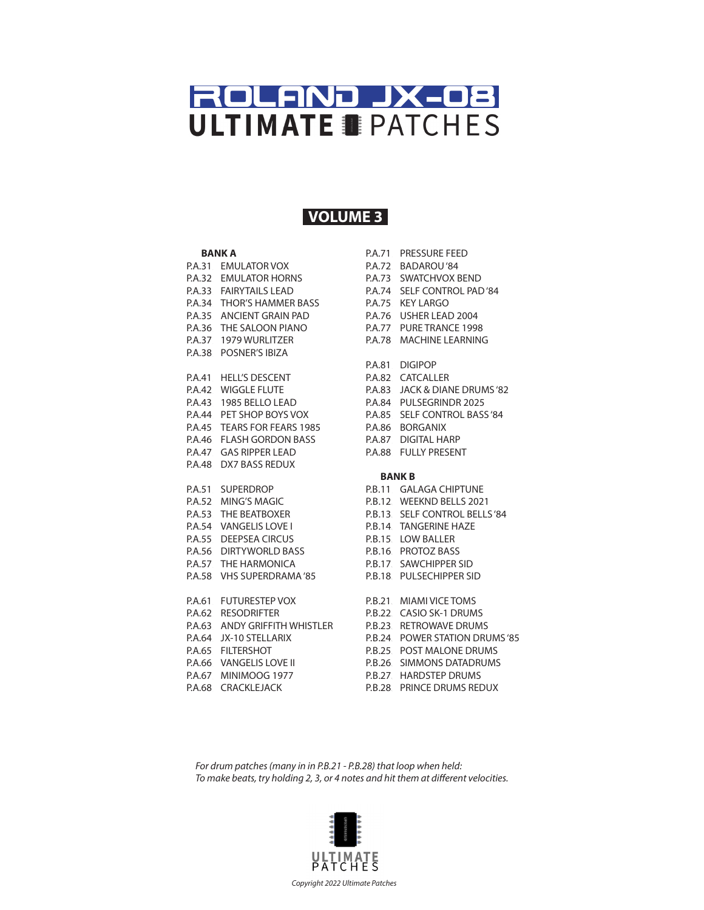# ROLAND JX-08
# ULTIMATE PATCHES

## VOLUME 3

**BANK A**

P.A.31 EMULATOR VOX
P.A.32 EMULATOR HORNS
P.A.33 FAIRYTAILS LEAD
P.A.34 THOR'S HAMMER BASS
P.A.35 ANCIENT GRAIN PAD
P.A.36 THE SALOON PIANO
P.A.37 1979 WURLITZER
P.A.38 POSNER'S IBIZA

P.A.41 HELL'S DESCENT
P.A.42 WIGGLE FLUTE
P.A.43 1985 BELLO LEAD
P.A.44 PET SHOP BOYS VOX
P.A.45 TEARS FOR FEARS 1985
P.A.46 FLASH GORDON BASS
P.A.47 GAS RIPPER LEAD
P.A.48 DX7 BASS REDUX

P.A.51 SUPERDROP
P.A.52 MING'S MAGIC
P.A.53 THE BEATBOXER
P.A.54 VANGELIS LOVE I
P.A.55 DEEPSEA CIRCUS
P.A.56 DIRTYWORLD BASS
P.A.57 THE HARMONICA
P.A.58 VHS SUPERDRAMA '85

P.A.61 FUTURESTEP VOX
P.A.62 RESODRIFTER
P.A.63 ANDY GRIFFITH WHISTLER
P.A.64 JX-10 STELLARIX
P.A.65 FILTERSHOT
P.A.66 VANGELIS LOVE II
P.A.67 MINIMOOG 1977
P.A.68 CRACKLEJACK

P.A.71 PRESSURE FEED
P.A.72 BADAROU '84
P.A.73 SWATCHVOX BEND
P.A.74 SELF CONTROL PAD '84
P.A.75 KEY LARGO
P.A.76 USHER LEAD 2004
P.A.77 PURE TRANCE 1998
P.A.78 MACHINE LEARNING

P.A.81 DIGIPOP
P.A.82 CATCALLER
P.A.83 JACK & DIANE DRUMS '82
P.A.84 PULSEGRINDR 2025
P.A.85 SELF CONTROL BASS '84
P.A.86 BORGANIX
P.A.87 DIGITAL HARP
P.A.88 FULLY PRESENT

**BANK B**

P.B.11 GALAGA CHIPTUNE
P.B.12 WEEKND BELLS 2021
P.B.13 SELF CONTROL BELLS '84
P.B.14 TANGERINE HAZE
P.B.15 LOW BALLER
P.B.16 PROTOZ BASS
P.B.17 SAWCHIPPER SID
P.B.18 PULSECHIPPER SID

P.B.21 MIAMI VICE TOMS
P.B.22 CASIO SK-1 DRUMS
P.B.23 RETROWAVE DRUMS
P.B.24 POWER STATION DRUMS '85
P.B.25 POST MALONE DRUMS
P.B.26 SIMMONS DATADRUMS
P.B.27 HARDSTEP DRUMS
P.B.28 PRINCE DRUMS REDUX

*For drum patches (many in in P.B.21 - P.B.28) that loop when held:*
*To make beats, try holding 2, 3, or 4 notes and hit them at different velocities.*

ULTIMATE PATCHES

*Copyright 2022 Ultimate Patches*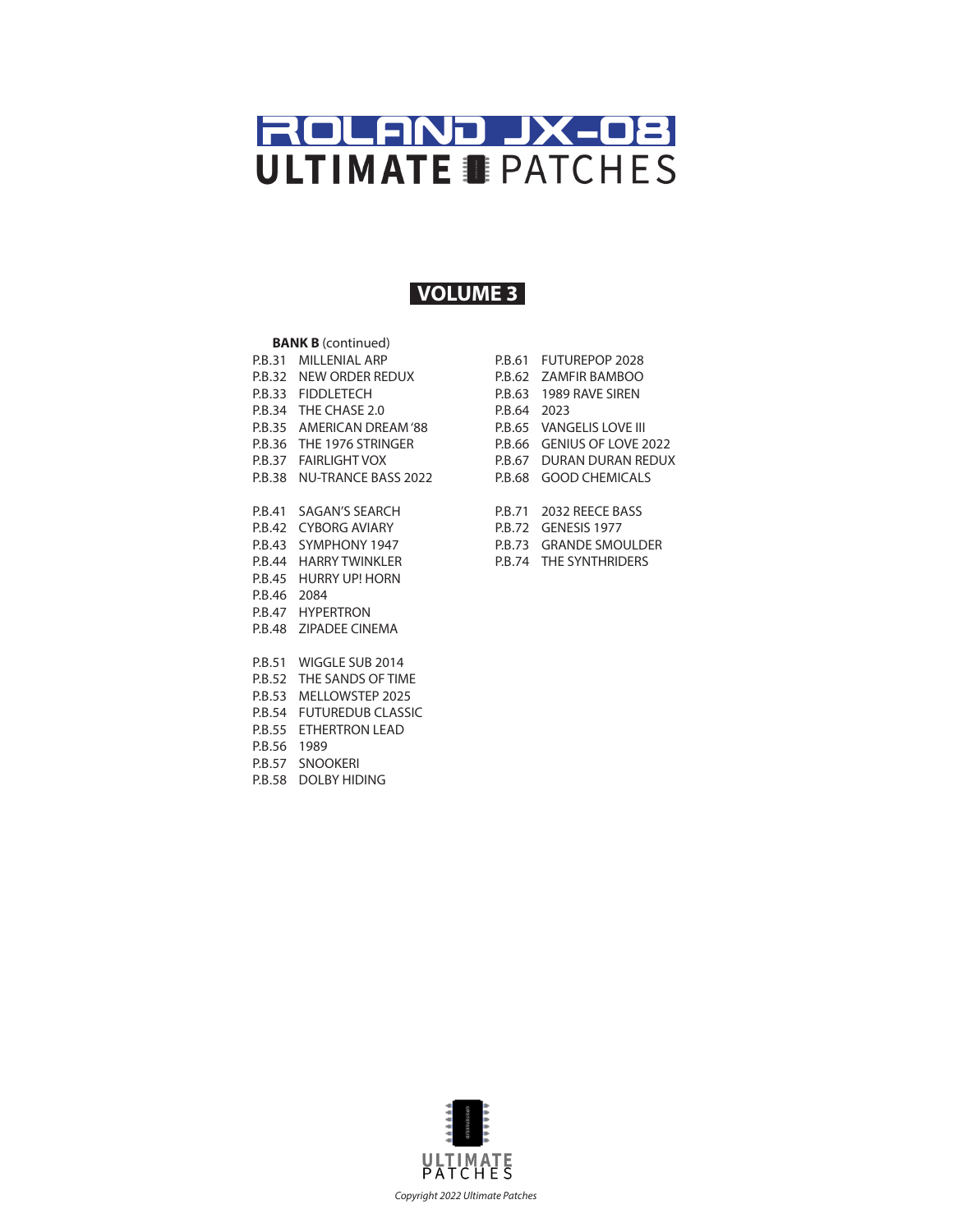# ROLAND JX-08
## ULTIMATE PATCHES

### VOLUME 3

**BANK B** (continued)

P.B.31 MILLENIAL ARP
P.B.32 NEW ORDER REDUX
P.B.33 FIDDLETECH
P.B.34 THE CHASE 2.0
P.B.35 AMERICAN DREAM '88
P.B.36 THE 1976 STRINGER
P.B.37 FAIRLIGHT VOX
P.B.38 NU-TRANCE BASS 2022

P.B.41 SAGAN'S SEARCH
P.B.42 CYBORG AVIARY
P.B.43 SYMPHONY 1947
P.B.44 HARRY TWINKLER
P.B.45 HURRY UP! HORN
P.B.46 2084
P.B.47 HYPERTRON
P.B.48 ZIPADEE CINEMA

P.B.51 WIGGLE SUB 2014
P.B.52 THE SANDS OF TIME
P.B.53 MELLOWSTEP 2025
P.B.54 FUTUREDUB CLASSIC
P.B.55 ETHERTRON LEAD
P.B.56 1989
P.B.57 SNOOKERI
P.B.58 DOLBY HIDING

P.B.61 FUTUREPOP 2028
P.B.62 ZAMFIR BAMBOO
P.B.63 1989 RAVE SIREN
P.B.64 2023
P.B.65 VANGELIS LOVE III
P.B.66 GENIUS OF LOVE 2022
P.B.67 DURAN DURAN REDUX
P.B.68 GOOD CHEMICALS

P.B.71 2032 REECE BASS
P.B.72 GENESIS 1977
P.B.73 GRANDE SMOULDER
P.B.74 THE SYNTHRIDERS

ULTIMATE PATCHES

*Copyright 2022 Ultimate Patches*